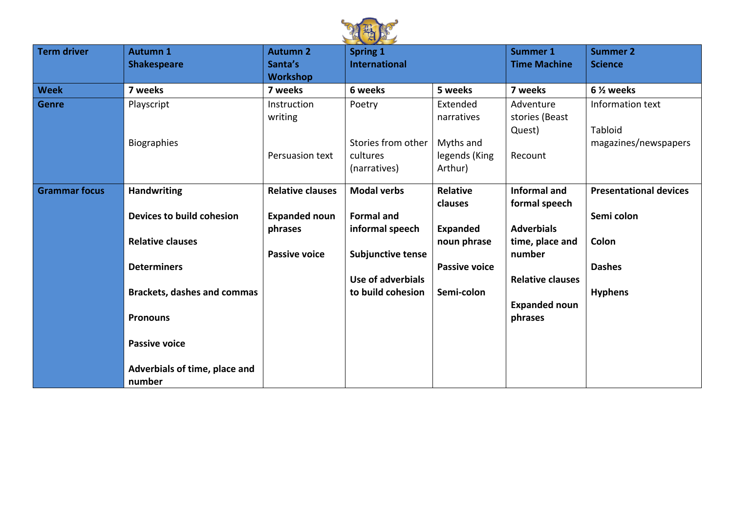| Term driver | Autumn 1<br>Shakespeare | Autumn 2<br>Santa's Workshop | Spring 1<br>International | | Summer 1<br>Time Machine | Summer 2<br>Science |
|---|---|---|---|---|---|---|
| **Week** | **7 weeks** | **7 weeks** | **6 weeks** | **5 weeks** | **7 weeks** | **6 ½ weeks** |
| **Genre** | Playscript<br><br>Biographies | Instruction writing<br><br>Persuasion text | Poetry<br><br>Stories from other cultures (narratives) | Extended narratives<br><br>Myths and legends (King Arthur) | Adventure stories (Beast Quest)<br><br>Recount | Information text<br><br>Tabloid magazines/newspapers |
| **Grammar focus** | **Handwriting**<br><br>**Devices to build cohesion**<br><br>**Relative clauses**<br><br>**Determiners**<br><br>**Brackets, dashes and commas**<br><br>**Pronouns**<br><br>**Passive voice**<br><br>**Adverbials of time, place and number** | **Relative clauses**<br><br>**Expanded noun phrases**<br><br>**Passive voice** | **Modal verbs**<br><br>**Formal and informal speech**<br><br>**Subjunctive tense**<br><br>**Use of adverbials to build cohesion** | **Relative clauses**<br><br>**Expanded noun phrase**<br><br>**Passive voice**<br><br>**Semi-colon** | **Informal and formal speech**<br><br>**Adverbials time, place and number**<br><br>**Relative clauses**<br><br>**Expanded noun phrases** | **Presentational devices**<br><br>**Semi colon**<br><br>**Colon**<br><br>**Dashes**<br><br>**Hyphens** |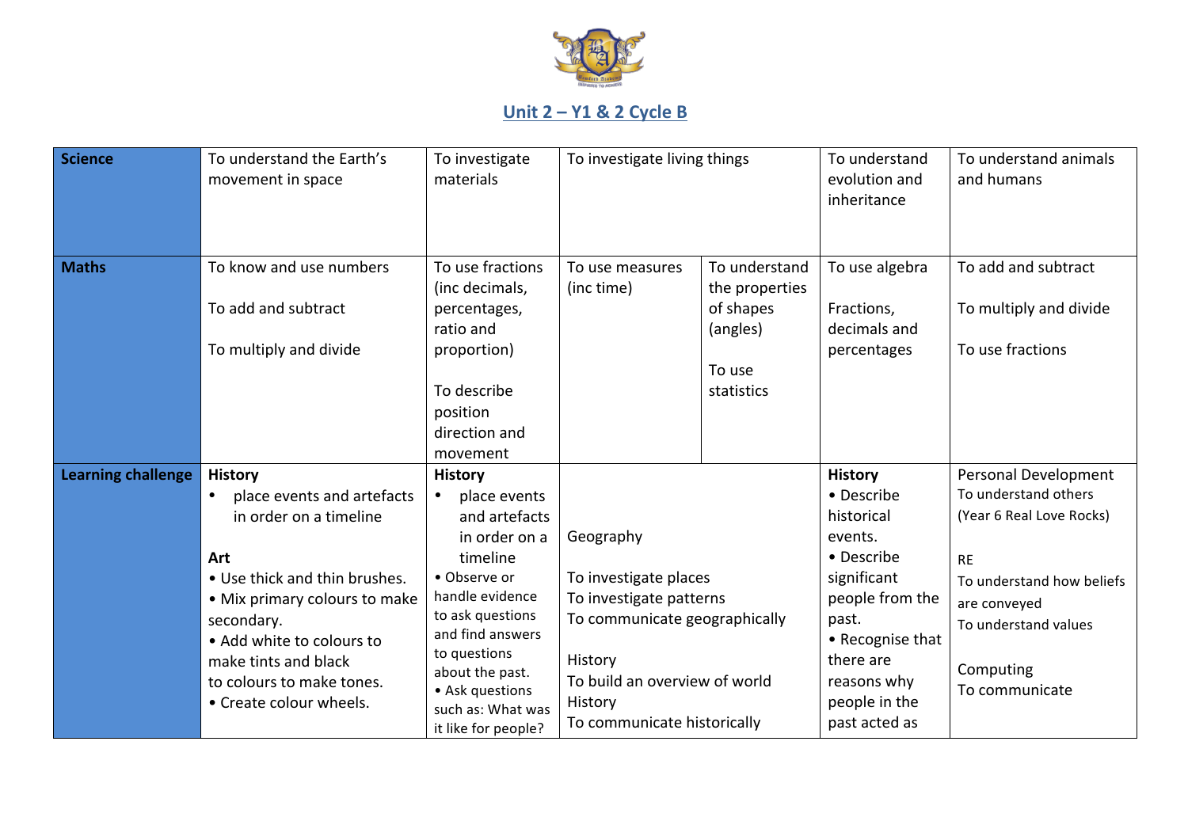## Unit 2 – Y1 & 2 Cycle B

| | | | | | | |
|---|---|---|---|---|---|---|
| **Science** | To understand the Earth's movement in space | To investigate materials | To investigate living things | | To understand evolution and inheritance | To understand animals and humans |
| **Maths** | To know and use numbers<br><br>To add and subtract<br><br>To multiply and divide | To use fractions (inc decimals, percentages, ratio and proportion)<br><br>To describe position direction and movement | To use measures (inc time) | To understand the properties of shapes (angles)<br><br>To use statistics | To use algebra<br><br>Fractions, decimals and percentages | To add and subtract<br><br>To multiply and divide<br><br>To use fractions |
| **Learning challenge** | **History**<br>• place events and artefacts in order on a timeline<br><br>**Art**<br>• Use thick and thin brushes.<br>• Mix primary colours to make secondary.<br>• Add white to colours to make tints and black to colours to make tones.<br>• Create colour wheels. | **History**<br>• place events and artefacts in order on a timeline<br>• Observe or handle evidence to ask questions and find answers to questions about the past.<br>• Ask questions such as: What was it like for people? | Geography<br><br>To investigate places<br>To investigate patterns<br>To communicate geographically<br><br>History<br>To build an overview of world History<br>To communicate historically | | **History**<br>• Describe historical events.<br>• Describe significant people from the past.<br>• Recognise that there are reasons why people in the past acted as | Personal Development<br>To understand others<br>(Year 6 Real Love Rocks)<br><br>RE<br>To understand how beliefs are conveyed<br>To understand values<br><br>Computing<br>To communicate |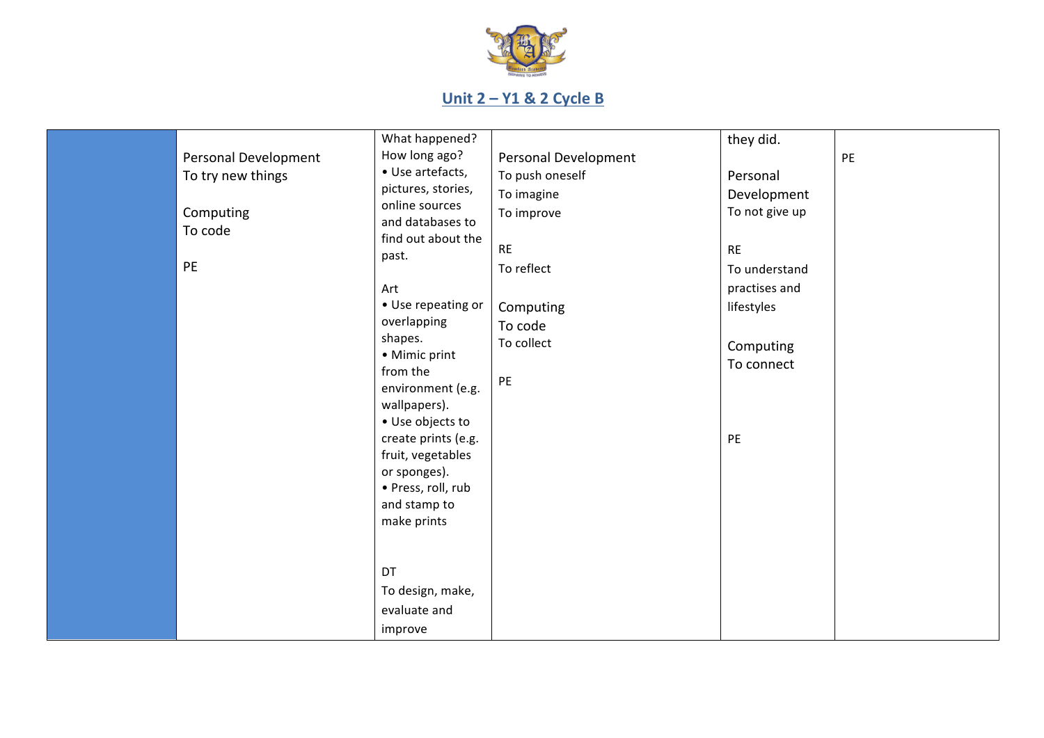## Unit 2 – Y1 & 2 Cycle B

| | | | | | |
|---|---|---|---|---|---|
| | Personal Development<br>To try new things<br><br>Computing<br>To code<br><br>PE | What happened? How long ago?<br>• Use artefacts, pictures, stories, online sources and databases to find out about the past.<br><br>Art<br>• Use repeating or overlapping shapes.<br>• Mimic print from the environment (e.g. wallpapers).<br>• Use objects to create prints (e.g. fruit, vegetables or sponges).<br>• Press, roll, rub and stamp to make prints<br><br>DT<br>To design, make, evaluate and improve | Personal Development<br>To push oneself<br>To imagine<br>To improve<br><br>RE<br>To reflect<br><br>Computing<br>To code<br>To collect<br><br>PE | they did.<br><br>Personal Development<br>To not give up<br><br>RE<br>To understand practises and lifestyles<br><br>Computing<br>To connect<br><br>PE | PE |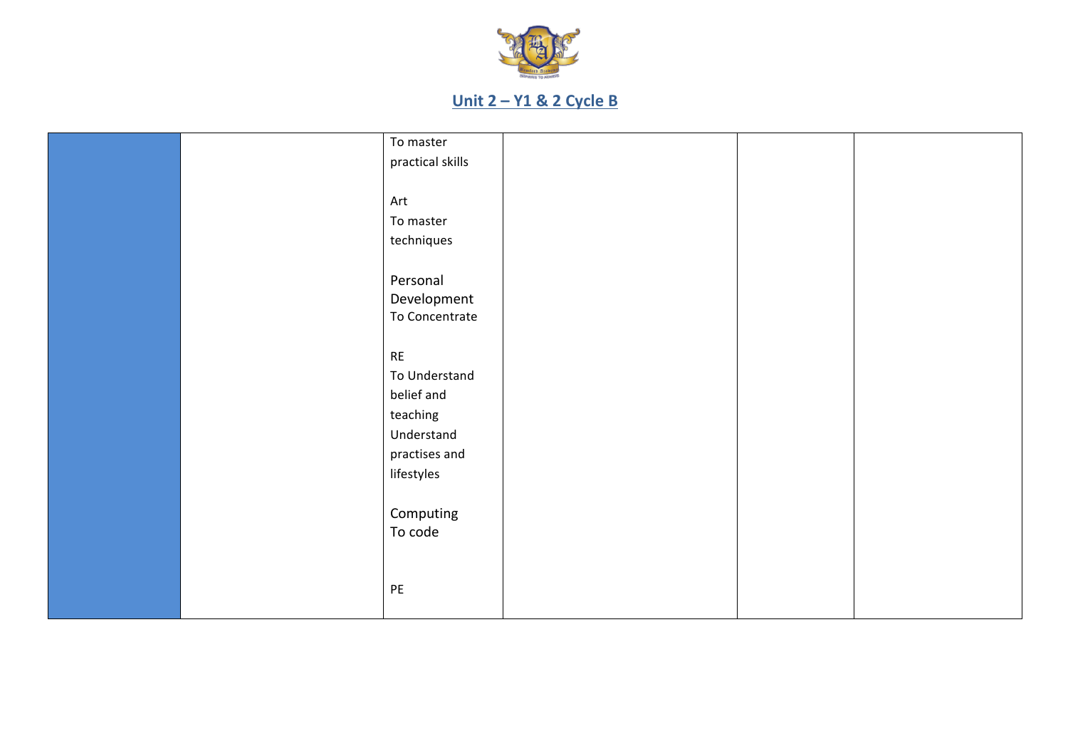## Unit 2 – Y1 & 2 Cycle B

| | | | | | |
|---|---|---|---|---|---|
| | | To master practical skills<br><br>Art<br>To master techniques<br><br>Personal Development<br>To Concentrate<br><br>RE<br>To Understand belief and teaching<br>Understand practises and lifestyles<br><br>Computing<br>To code<br><br>PE | | | |